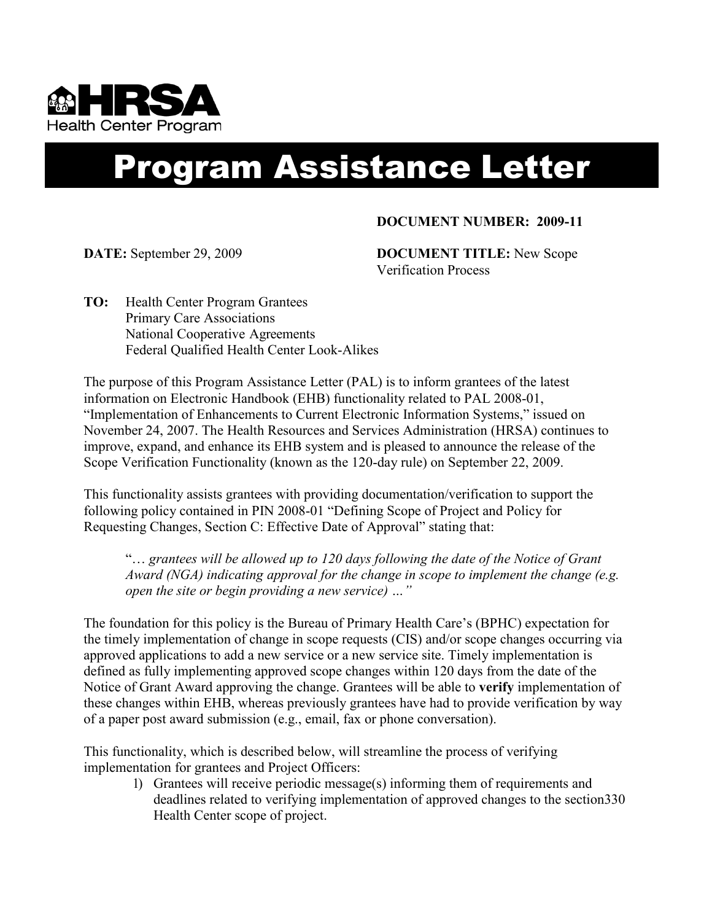HRSA
Health Center Program

# Program Assistance Letter

**DOCUMENT NUMBER: 2009-11**

**DATE:** September 29, 2009

**DOCUMENT TITLE:** New Scope Verification Process

**TO:** Health Center Program Grantees
Primary Care Associations
National Cooperative Agreements
Federal Qualified Health Center Look-Alikes

The purpose of this Program Assistance Letter (PAL) is to inform grantees of the latest information on Electronic Handbook (EHB) functionality related to PAL 2008-01, "Implementation of Enhancements to Current Electronic Information Systems," issued on November 24, 2007. The Health Resources and Services Administration (HRSA) continues to improve, expand, and enhance its EHB system and is pleased to announce the release of the Scope Verification Functionality (known as the 120-day rule) on September 22, 2009.

This functionality assists grantees with providing documentation/verification to support the following policy contained in PIN 2008-01 "Defining Scope of Project and Policy for Requesting Changes, Section C: Effective Date of Approval" stating that:

> "*… grantees will be allowed up to 120 days following the date of the Notice of Grant Award (NGA) indicating approval for the change in scope to implement the change (e.g. open the site or begin providing a new service) …*"

The foundation for this policy is the Bureau of Primary Health Care's (BPHC) expectation for the timely implementation of change in scope requests (CIS) and/or scope changes occurring via approved applications to add a new service or a new service site. Timely implementation is defined as fully implementing approved scope changes within 120 days from the date of the Notice of Grant Award approving the change. Grantees will be able to **verify** implementation of these changes within EHB, whereas previously grantees have had to provide verification by way of a paper post award submission (e.g., email, fax or phone conversation).

This functionality, which is described below, will streamline the process of verifying implementation for grantees and Project Officers:

1) Grantees will receive periodic message(s) informing them of requirements and deadlines related to verifying implementation of approved changes to the section330 Health Center scope of project.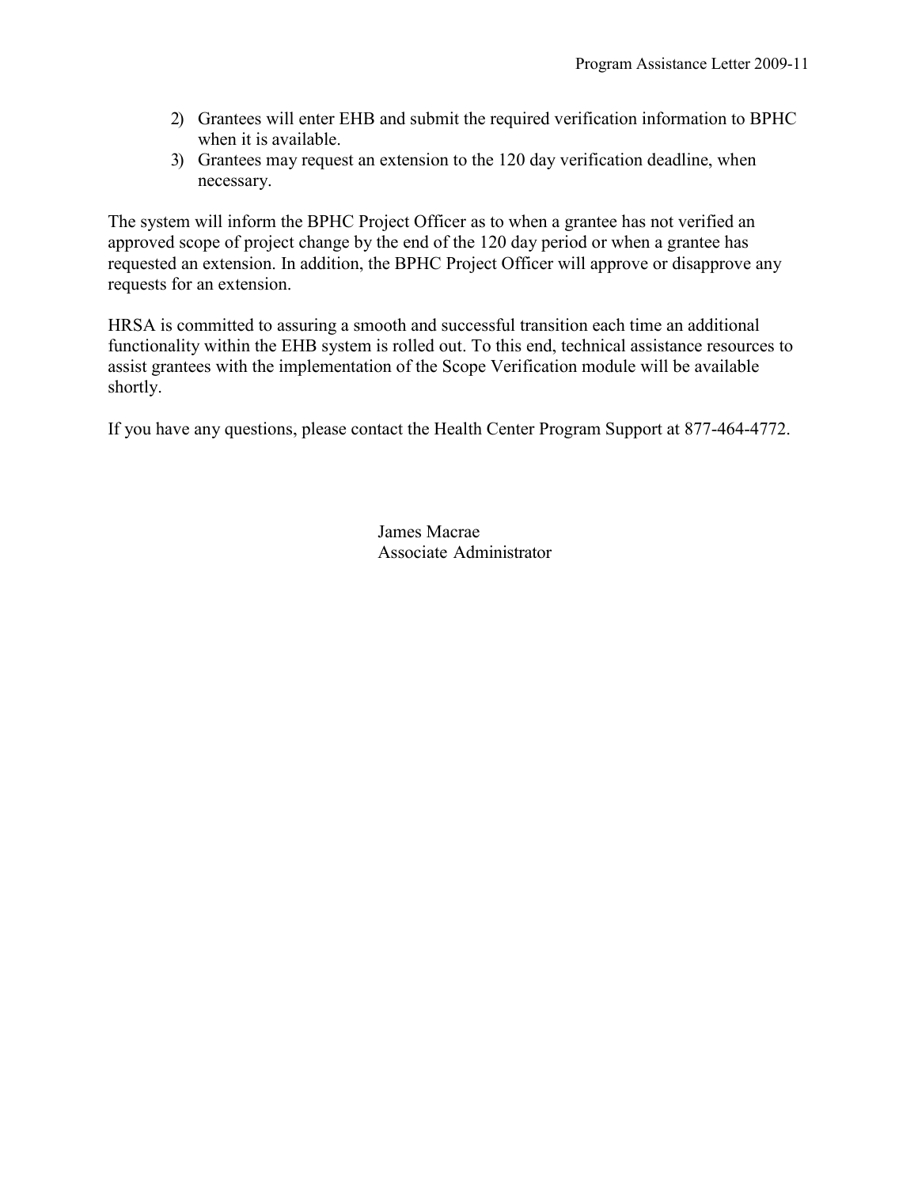2) Grantees will enter EHB and submit the required verification information to BPHC when it is available.
3) Grantees may request an extension to the 120 day verification deadline, when necessary.

The system will inform the BPHC Project Officer as to when a grantee has not verified an approved scope of project change by the end of the 120 day period or when a grantee has requested an extension. In addition, the BPHC Project Officer will approve or disapprove any requests for an extension.

HRSA is committed to assuring a smooth and successful transition each time an additional functionality within the EHB system is rolled out. To this end, technical assistance resources to assist grantees with the implementation of the Scope Verification module will be available shortly.

If you have any questions, please contact the Health Center Program Support at 877-464-4772.

James Macrae
Associate Administrator